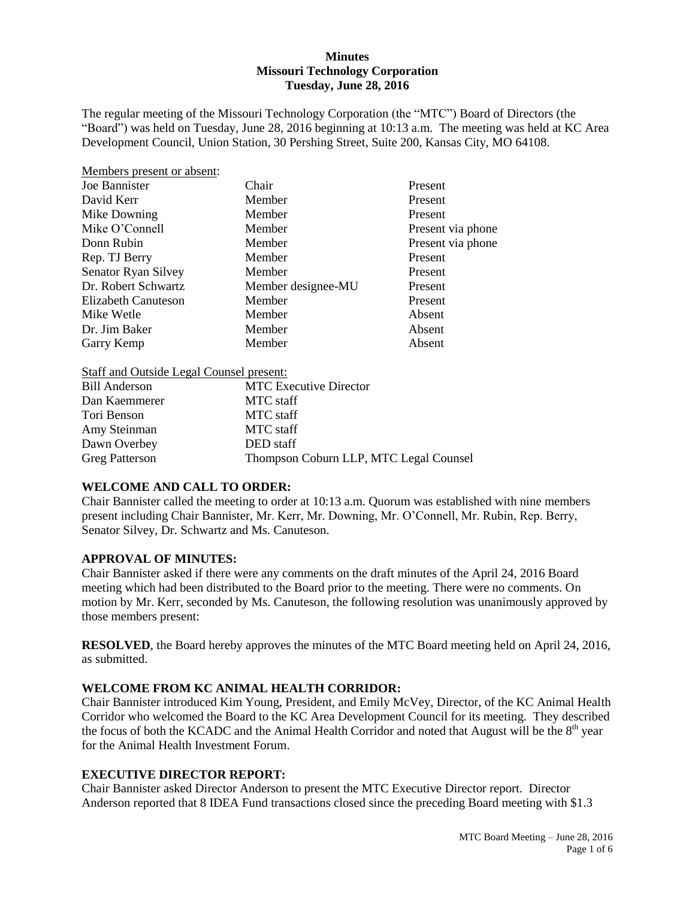# Minutes
# Missouri Technology Corporation
## Tuesday, June 28, 2016

The regular meeting of the Missouri Technology Corporation (the "MTC") Board of Directors (the "Board") was held on Tuesday, June 28, 2016 beginning at 10:13 a.m. The meeting was held at KC Area Development Council, Union Station, 30 Pershing Street, Suite 200, Kansas City, MO 64108.

Members present or absent:

| | | |
|---|---|---|
| Joe Bannister | Chair | Present |
| David Kerr | Member | Present |
| Mike Downing | Member | Present |
| Mike O'Connell | Member | Present via phone |
| Donn Rubin | Member | Present via phone |
| Rep. TJ Berry | Member | Present |
| Senator Ryan Silvey | Member | Present |
| Dr. Robert Schwartz | Member designee-MU | Present |
| Elizabeth Canuteson | Member | Present |
| Mike Wetle | Member | Absent |
| Dr. Jim Baker | Member | Absent |
| Garry Kemp | Member | Absent |

Staff and Outside Legal Counsel present:

| | |
|---|---|
| Bill Anderson | MTC Executive Director |
| Dan Kaemmerer | MTC staff |
| Tori Benson | MTC staff |
| Amy Steinman | MTC staff |
| Dawn Overbey | DED staff |
| Greg Patterson | Thompson Coburn LLP, MTC Legal Counsel |

**WELCOME AND CALL TO ORDER:**

Chair Bannister called the meeting to order at 10:13 a.m. Quorum was established with nine members present including Chair Bannister, Mr. Kerr, Mr. Downing, Mr. O'Connell, Mr. Rubin, Rep. Berry, Senator Silvey, Dr. Schwartz and Ms. Canuteson.

**APPROVAL OF MINUTES:**

Chair Bannister asked if there were any comments on the draft minutes of the April 24, 2016 Board meeting which had been distributed to the Board prior to the meeting. There were no comments. On motion by Mr. Kerr, seconded by Ms. Canuteson, the following resolution was unanimously approved by those members present:

**RESOLVED**, the Board hereby approves the minutes of the MTC Board meeting held on April 24, 2016, as submitted.

**WELCOME FROM KC ANIMAL HEALTH CORRIDOR:**

Chair Bannister introduced Kim Young, President, and Emily McVey, Director, of the KC Animal Health Corridor who welcomed the Board to the KC Area Development Council for its meeting. They described the focus of both the KCADC and the Animal Health Corridor and noted that August will be the 8th year for the Animal Health Investment Forum.

**EXECUTIVE DIRECTOR REPORT:**

Chair Bannister asked Director Anderson to present the MTC Executive Director report. Director Anderson reported that 8 IDEA Fund transactions closed since the preceding Board meeting with $1.3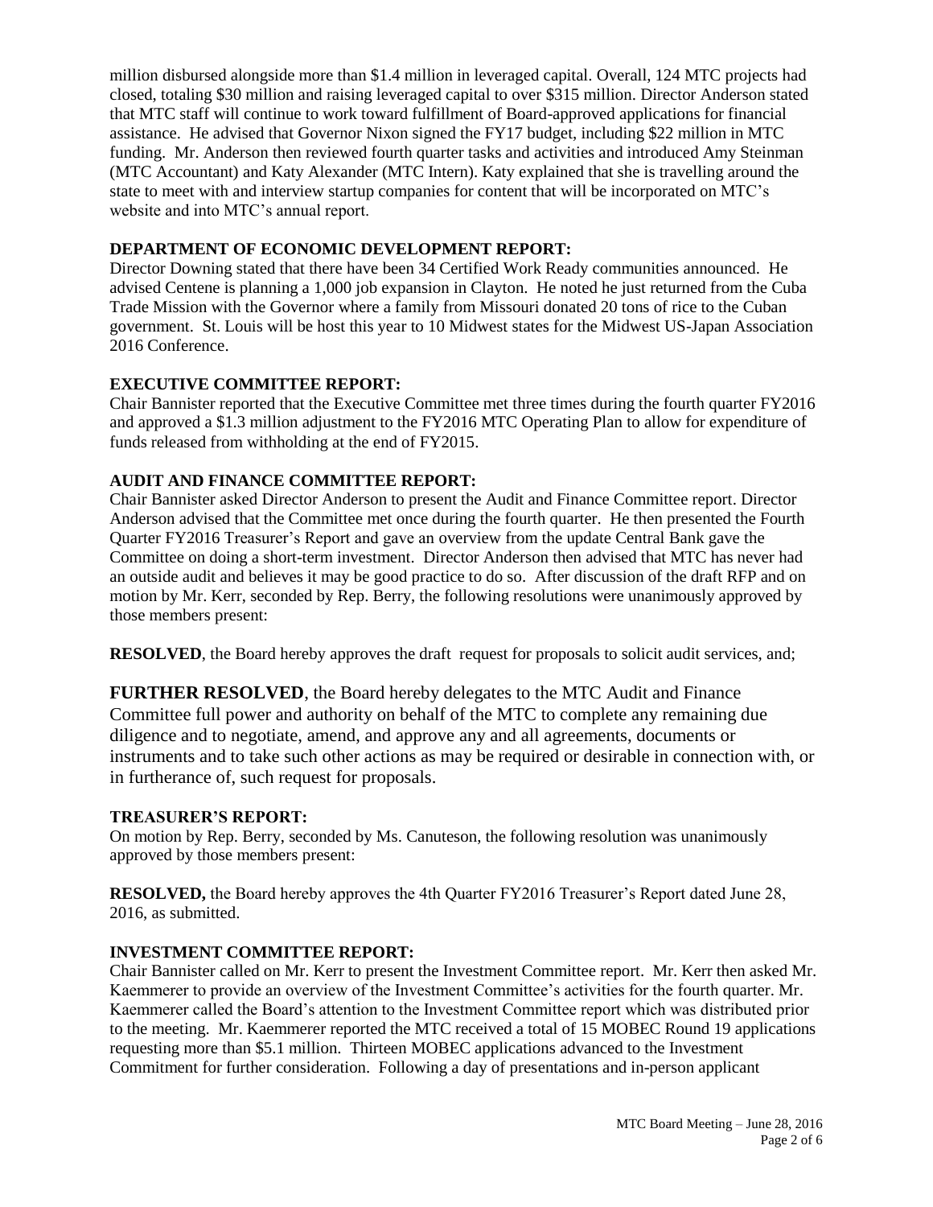million disbursed alongside more than $1.4 million in leveraged capital. Overall, 124 MTC projects had closed, totaling $30 million and raising leveraged capital to over $315 million. Director Anderson stated that MTC staff will continue to work toward fulfillment of Board-approved applications for financial assistance. He advised that Governor Nixon signed the FY17 budget, including $22 million in MTC funding. Mr. Anderson then reviewed fourth quarter tasks and activities and introduced Amy Steinman (MTC Accountant) and Katy Alexander (MTC Intern). Katy explained that she is travelling around the state to meet with and interview startup companies for content that will be incorporated on MTC's website and into MTC's annual report.

**DEPARTMENT OF ECONOMIC DEVELOPMENT REPORT:**

Director Downing stated that there have been 34 Certified Work Ready communities announced. He advised Centene is planning a 1,000 job expansion in Clayton. He noted he just returned from the Cuba Trade Mission with the Governor where a family from Missouri donated 20 tons of rice to the Cuban government. St. Louis will be host this year to 10 Midwest states for the Midwest US-Japan Association 2016 Conference.

**EXECUTIVE COMMITTEE REPORT:**

Chair Bannister reported that the Executive Committee met three times during the fourth quarter FY2016 and approved a $1.3 million adjustment to the FY2016 MTC Operating Plan to allow for expenditure of funds released from withholding at the end of FY2015.

**AUDIT AND FINANCE COMMITTEE REPORT:**

Chair Bannister asked Director Anderson to present the Audit and Finance Committee report. Director Anderson advised that the Committee met once during the fourth quarter. He then presented the Fourth Quarter FY2016 Treasurer's Report and gave an overview from the update Central Bank gave the Committee on doing a short-term investment. Director Anderson then advised that MTC has never had an outside audit and believes it may be good practice to do so. After discussion of the draft RFP and on motion by Mr. Kerr, seconded by Rep. Berry, the following resolutions were unanimously approved by those members present:

**RESOLVED**, the Board hereby approves the draft request for proposals to solicit audit services, and;

**FURTHER RESOLVED**, the Board hereby delegates to the MTC Audit and Finance Committee full power and authority on behalf of the MTC to complete any remaining due diligence and to negotiate, amend, and approve any and all agreements, documents or instruments and to take such other actions as may be required or desirable in connection with, or in furtherance of, such request for proposals.

**TREASURER'S REPORT:**

On motion by Rep. Berry, seconded by Ms. Canuteson, the following resolution was unanimously approved by those members present:

**RESOLVED,** the Board hereby approves the 4th Quarter FY2016 Treasurer's Report dated June 28, 2016, as submitted.

**INVESTMENT COMMITTEE REPORT:**

Chair Bannister called on Mr. Kerr to present the Investment Committee report. Mr. Kerr then asked Mr. Kaemmerer to provide an overview of the Investment Committee's activities for the fourth quarter. Mr. Kaemmerer called the Board's attention to the Investment Committee report which was distributed prior to the meeting. Mr. Kaemmerer reported the MTC received a total of 15 MOBEC Round 19 applications requesting more than $5.1 million. Thirteen MOBEC applications advanced to the Investment Commitment for further consideration. Following a day of presentations and in-person applicant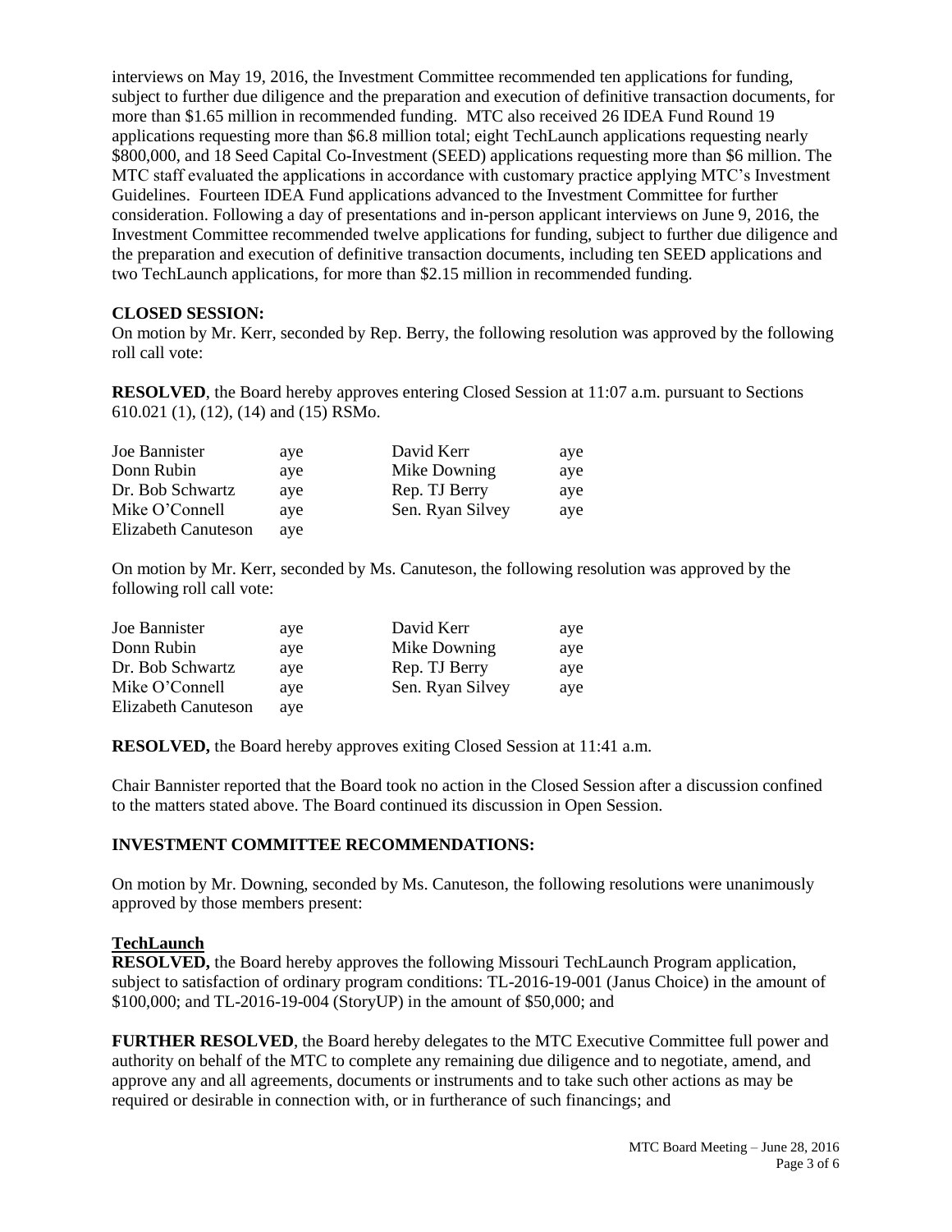interviews on May 19, 2016, the Investment Committee recommended ten applications for funding, subject to further due diligence and the preparation and execution of definitive transaction documents, for more than $1.65 million in recommended funding. MTC also received 26 IDEA Fund Round 19 applications requesting more than $6.8 million total; eight TechLaunch applications requesting nearly $800,000, and 18 Seed Capital Co-Investment (SEED) applications requesting more than $6 million. The MTC staff evaluated the applications in accordance with customary practice applying MTC's Investment Guidelines. Fourteen IDEA Fund applications advanced to the Investment Committee for further consideration. Following a day of presentations and in-person applicant interviews on June 9, 2016, the Investment Committee recommended twelve applications for funding, subject to further due diligence and the preparation and execution of definitive transaction documents, including ten SEED applications and two TechLaunch applications, for more than $2.15 million in recommended funding.

**CLOSED SESSION:**

On motion by Mr. Kerr, seconded by Rep. Berry, the following resolution was approved by the following roll call vote:

**RESOLVED**, the Board hereby approves entering Closed Session at 11:07 a.m. pursuant to Sections 610.021 (1), (12), (14) and (15) RSMo.

| | | | |
|---|---|---|---|
| Joe Bannister | aye | David Kerr | aye |
| Donn Rubin | aye | Mike Downing | aye |
| Dr. Bob Schwartz | aye | Rep. TJ Berry | aye |
| Mike O'Connell | aye | Sen. Ryan Silvey | aye |
| Elizabeth Canuteson | aye | | |

On motion by Mr. Kerr, seconded by Ms. Canuteson, the following resolution was approved by the following roll call vote:

| | | | |
|---|---|---|---|
| Joe Bannister | aye | David Kerr | aye |
| Donn Rubin | aye | Mike Downing | aye |
| Dr. Bob Schwartz | aye | Rep. TJ Berry | aye |
| Mike O'Connell | aye | Sen. Ryan Silvey | aye |
| Elizabeth Canuteson | aye | | |

**RESOLVED,** the Board hereby approves exiting Closed Session at 11:41 a.m.

Chair Bannister reported that the Board took no action in the Closed Session after a discussion confined to the matters stated above. The Board continued its discussion in Open Session.

**INVESTMENT COMMITTEE RECOMMENDATIONS:**

On motion by Mr. Downing, seconded by Ms. Canuteson, the following resolutions were unanimously approved by those members present:

**TechLaunch**

**RESOLVED,** the Board hereby approves the following Missouri TechLaunch Program application, subject to satisfaction of ordinary program conditions: TL-2016-19-001 (Janus Choice) in the amount of $100,000; and TL-2016-19-004 (StoryUP) in the amount of $50,000; and

**FURTHER RESOLVED**, the Board hereby delegates to the MTC Executive Committee full power and authority on behalf of the MTC to complete any remaining due diligence and to negotiate, amend, and approve any and all agreements, documents or instruments and to take such other actions as may be required or desirable in connection with, or in furtherance of such financings; and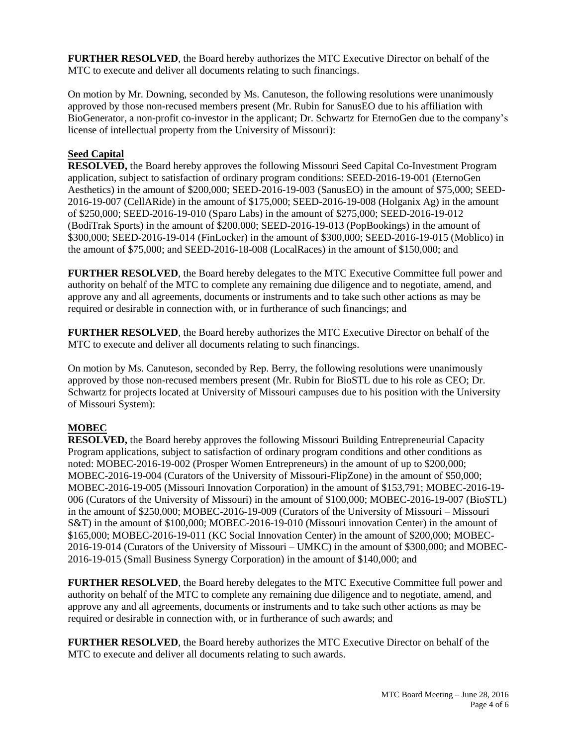**FURTHER RESOLVED**, the Board hereby authorizes the MTC Executive Director on behalf of the MTC to execute and deliver all documents relating to such financings.

On motion by Mr. Downing, seconded by Ms. Canuteson, the following resolutions were unanimously approved by those non-recused members present (Mr. Rubin for SanusEO due to his affiliation with BioGenerator, a non-profit co-investor in the applicant; Dr. Schwartz for EternoGen due to the company's license of intellectual property from the University of Missouri):

**Seed Capital**

**RESOLVED,** the Board hereby approves the following Missouri Seed Capital Co-Investment Program application, subject to satisfaction of ordinary program conditions: SEED-2016-19-001 (EternoGen Aesthetics) in the amount of $200,000; SEED-2016-19-003 (SanusEO) in the amount of $75,000; SEED-2016-19-007 (CellARide) in the amount of $175,000; SEED-2016-19-008 (Holganix Ag) in the amount of $250,000; SEED-2016-19-010 (Sparo Labs) in the amount of $275,000; SEED-2016-19-012 (BodiTrak Sports) in the amount of $200,000; SEED-2016-19-013 (PopBookings) in the amount of $300,000; SEED-2016-19-014 (FinLocker) in the amount of $300,000; SEED-2016-19-015 (Moblico) in the amount of $75,000; and SEED-2016-18-008 (LocalRaces) in the amount of $150,000; and

**FURTHER RESOLVED**, the Board hereby delegates to the MTC Executive Committee full power and authority on behalf of the MTC to complete any remaining due diligence and to negotiate, amend, and approve any and all agreements, documents or instruments and to take such other actions as may be required or desirable in connection with, or in furtherance of such financings; and

**FURTHER RESOLVED**, the Board hereby authorizes the MTC Executive Director on behalf of the MTC to execute and deliver all documents relating to such financings.

On motion by Ms. Canuteson, seconded by Rep. Berry, the following resolutions were unanimously approved by those non-recused members present (Mr. Rubin for BioSTL due to his role as CEO; Dr. Schwartz for projects located at University of Missouri campuses due to his position with the University of Missouri System):

**MOBEC**

**RESOLVED,** the Board hereby approves the following Missouri Building Entrepreneurial Capacity Program applications, subject to satisfaction of ordinary program conditions and other conditions as noted: MOBEC-2016-19-002 (Prosper Women Entrepreneurs) in the amount of up to $200,000; MOBEC-2016-19-004 (Curators of the University of Missouri-FlipZone) in the amount of $50,000; MOBEC-2016-19-005 (Missouri Innovation Corporation) in the amount of $153,791; MOBEC-2016-19-006 (Curators of the University of Missouri) in the amount of $100,000; MOBEC-2016-19-007 (BioSTL) in the amount of $250,000; MOBEC-2016-19-009 (Curators of the University of Missouri – Missouri S&T) in the amount of $100,000; MOBEC-2016-19-010 (Missouri innovation Center) in the amount of $165,000; MOBEC-2016-19-011 (KC Social Innovation Center) in the amount of $200,000; MOBEC-2016-19-014 (Curators of the University of Missouri – UMKC) in the amount of $300,000; and MOBEC-2016-19-015 (Small Business Synergy Corporation) in the amount of $140,000; and

**FURTHER RESOLVED**, the Board hereby delegates to the MTC Executive Committee full power and authority on behalf of the MTC to complete any remaining due diligence and to negotiate, amend, and approve any and all agreements, documents or instruments and to take such other actions as may be required or desirable in connection with, or in furtherance of such awards; and

**FURTHER RESOLVED**, the Board hereby authorizes the MTC Executive Director on behalf of the MTC to execute and deliver all documents relating to such awards.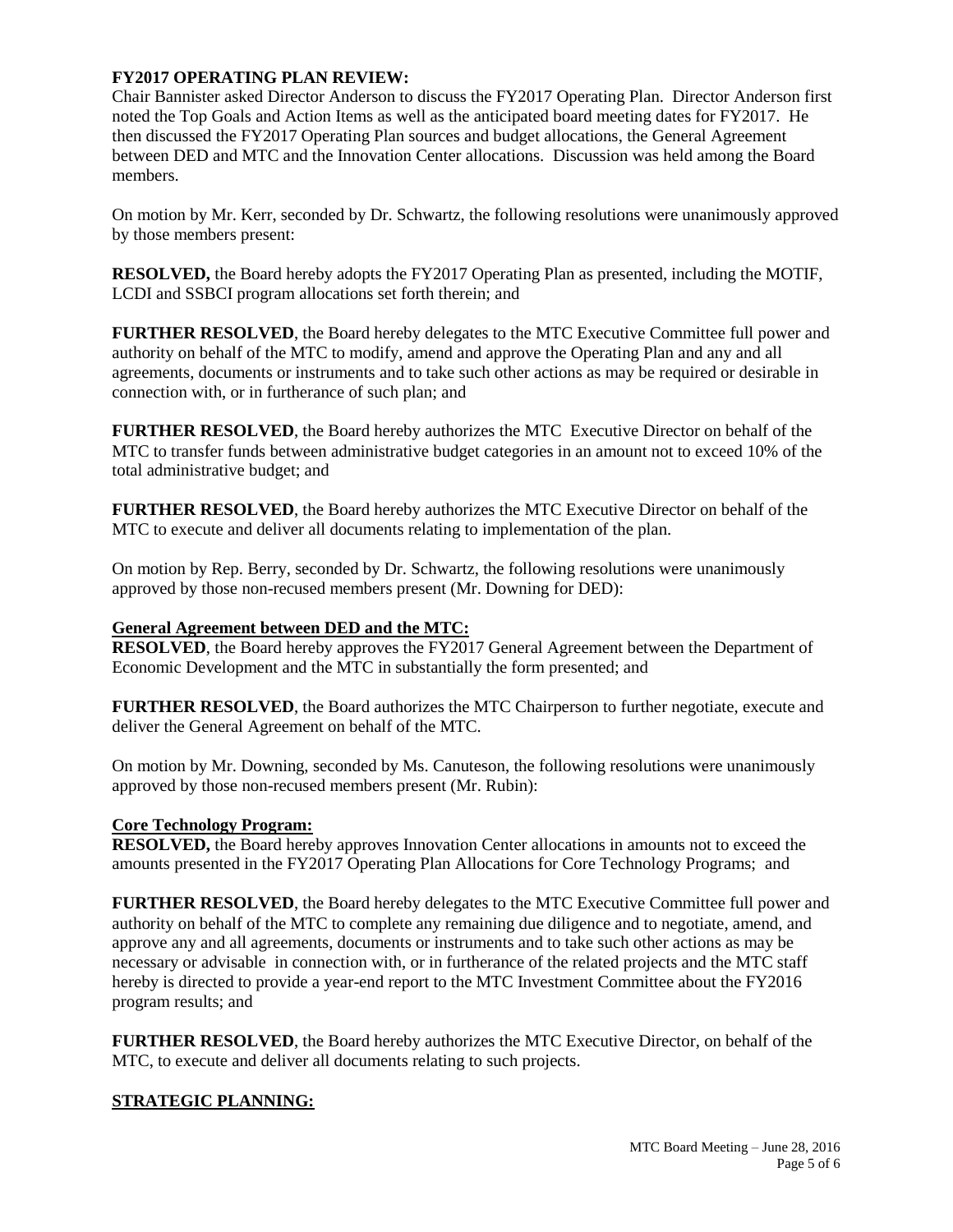**FY2017 OPERATING PLAN REVIEW:**

Chair Bannister asked Director Anderson to discuss the FY2017 Operating Plan. Director Anderson first noted the Top Goals and Action Items as well as the anticipated board meeting dates for FY2017. He then discussed the FY2017 Operating Plan sources and budget allocations, the General Agreement between DED and MTC and the Innovation Center allocations. Discussion was held among the Board members.

On motion by Mr. Kerr, seconded by Dr. Schwartz, the following resolutions were unanimously approved by those members present:

**RESOLVED,** the Board hereby adopts the FY2017 Operating Plan as presented, including the MOTIF, LCDI and SSBCI program allocations set forth therein; and

**FURTHER RESOLVED**, the Board hereby delegates to the MTC Executive Committee full power and authority on behalf of the MTC to modify, amend and approve the Operating Plan and any and all agreements, documents or instruments and to take such other actions as may be required or desirable in connection with, or in furtherance of such plan; and

**FURTHER RESOLVED**, the Board hereby authorizes the MTC Executive Director on behalf of the MTC to transfer funds between administrative budget categories in an amount not to exceed 10% of the total administrative budget; and

**FURTHER RESOLVED**, the Board hereby authorizes the MTC Executive Director on behalf of the MTC to execute and deliver all documents relating to implementation of the plan.

On motion by Rep. Berry, seconded by Dr. Schwartz, the following resolutions were unanimously approved by those non-recused members present (Mr. Downing for DED):

**General Agreement between DED and the MTC:**

**RESOLVED**, the Board hereby approves the FY2017 General Agreement between the Department of Economic Development and the MTC in substantially the form presented; and

**FURTHER RESOLVED**, the Board authorizes the MTC Chairperson to further negotiate, execute and deliver the General Agreement on behalf of the MTC.

On motion by Mr. Downing, seconded by Ms. Canuteson, the following resolutions were unanimously approved by those non-recused members present (Mr. Rubin):

**Core Technology Program:**

**RESOLVED,** the Board hereby approves Innovation Center allocations in amounts not to exceed the amounts presented in the FY2017 Operating Plan Allocations for Core Technology Programs; and

**FURTHER RESOLVED**, the Board hereby delegates to the MTC Executive Committee full power and authority on behalf of the MTC to complete any remaining due diligence and to negotiate, amend, and approve any and all agreements, documents or instruments and to take such other actions as may be necessary or advisable in connection with, or in furtherance of the related projects and the MTC staff hereby is directed to provide a year-end report to the MTC Investment Committee about the FY2016 program results; and

**FURTHER RESOLVED**, the Board hereby authorizes the MTC Executive Director, on behalf of the MTC, to execute and deliver all documents relating to such projects.

**STRATEGIC PLANNING:**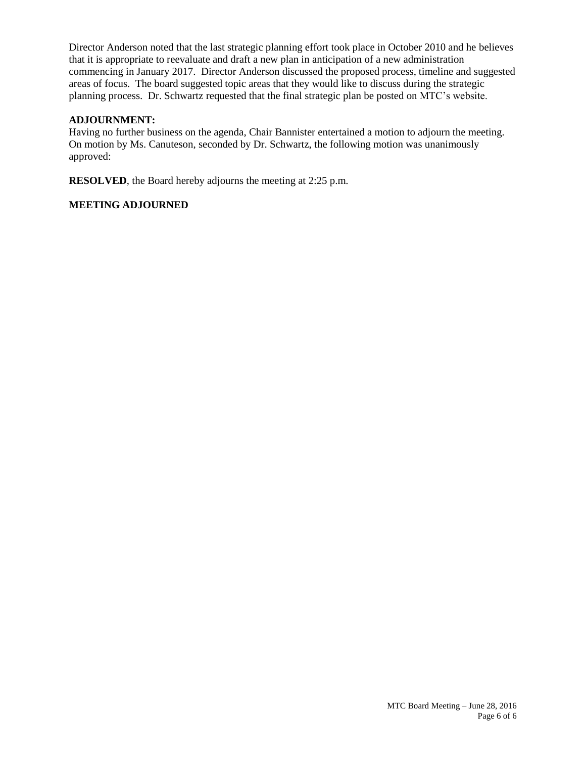Director Anderson noted that the last strategic planning effort took place in October 2010 and he believes that it is appropriate to reevaluate and draft a new plan in anticipation of a new administration commencing in January 2017. Director Anderson discussed the proposed process, timeline and suggested areas of focus. The board suggested topic areas that they would like to discuss during the strategic planning process. Dr. Schwartz requested that the final strategic plan be posted on MTC's website.

**ADJOURNMENT:**

Having no further business on the agenda, Chair Bannister entertained a motion to adjourn the meeting. On motion by Ms. Canuteson, seconded by Dr. Schwartz, the following motion was unanimously approved:

**RESOLVED**, the Board hereby adjourns the meeting at 2:25 p.m.

**MEETING ADJOURNED**